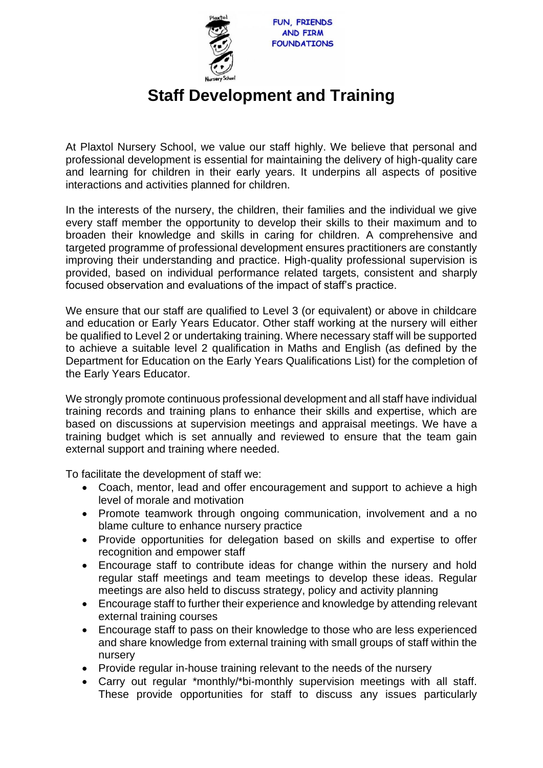FUN, FRIENDS AND FIRM FOUNDATIONS

# Staff Development and Training

At Plaxtol Nursery School, we value our staff highly. We believe that personal and professional development is essential for maintaining the delivery of high-quality care and learning for children in their early years. It underpins all aspects of positive interactions and activities planned for children.

In the interests of the nursery, the children, their families and the individual we give every staff member the opportunity to develop their skills to their maximum and to broaden their knowledge and skills in caring for children. A comprehensive and targeted programme of professional development ensures practitioners are constantly improving their understanding and practice. High-quality professional supervision is provided, based on individual performance related targets, consistent and sharply focused observation and evaluations of the impact of staff's practice.

We ensure that our staff are qualified to Level 3 (or equivalent) or above in childcare and education or Early Years Educator. Other staff working at the nursery will either be qualified to Level 2 or undertaking training. Where necessary staff will be supported to achieve a suitable level 2 qualification in Maths and English (as defined by the Department for Education on the Early Years Qualifications List) for the completion of the Early Years Educator.

We strongly promote continuous professional development and all staff have individual training records and training plans to enhance their skills and expertise, which are based on discussions at supervision meetings and appraisal meetings. We have a training budget which is set annually and reviewed to ensure that the team gain external support and training where needed.

To facilitate the development of staff we:

- Coach, mentor, lead and offer encouragement and support to achieve a high level of morale and motivation
- Promote teamwork through ongoing communication, involvement and a no blame culture to enhance nursery practice
- Provide opportunities for delegation based on skills and expertise to offer recognition and empower staff
- Encourage staff to contribute ideas for change within the nursery and hold regular staff meetings and team meetings to develop these ideas. Regular meetings are also held to discuss strategy, policy and activity planning
- Encourage staff to further their experience and knowledge by attending relevant external training courses
- Encourage staff to pass on their knowledge to those who are less experienced and share knowledge from external training with small groups of staff within the nursery
- Provide regular in-house training relevant to the needs of the nursery
- Carry out regular *monthly/*bi-monthly supervision meetings with all staff. These provide opportunities for staff to discuss any issues particularly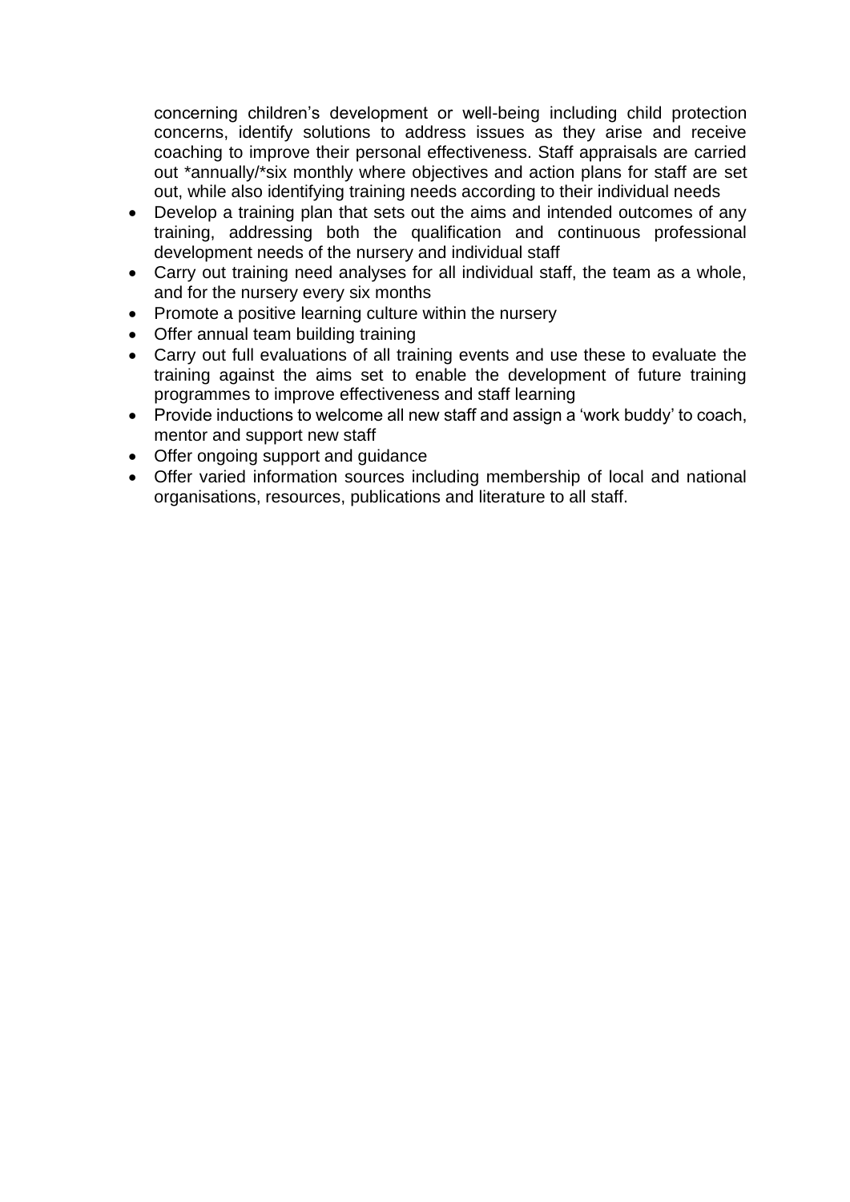concerning children's development or well-being including child protection concerns, identify solutions to address issues as they arise and receive coaching to improve their personal effectiveness. Staff appraisals are carried out *annually/*six monthly where objectives and action plans for staff are set out, while also identifying training needs according to their individual needs

- Develop a training plan that sets out the aims and intended outcomes of any training, addressing both the qualification and continuous professional development needs of the nursery and individual staff
- Carry out training need analyses for all individual staff, the team as a whole, and for the nursery every six months
- Promote a positive learning culture within the nursery
- Offer annual team building training
- Carry out full evaluations of all training events and use these to evaluate the training against the aims set to enable the development of future training programmes to improve effectiveness and staff learning
- Provide inductions to welcome all new staff and assign a 'work buddy' to coach, mentor and support new staff
- Offer ongoing support and guidance
- Offer varied information sources including membership of local and national organisations, resources, publications and literature to all staff.